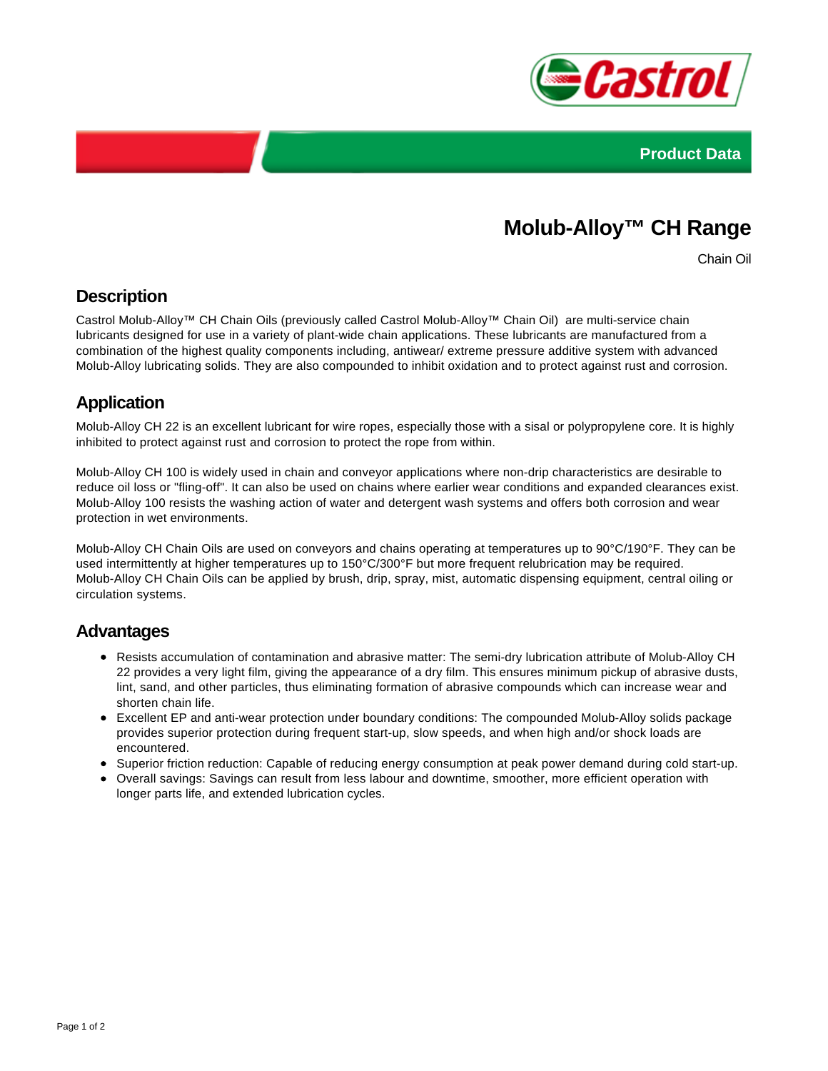Product Data

# Molub-Alloy™ CH Range

Chain Oil

## Description

Castrol Molub-Alloy™ CH Chain Oils (previously called Castrol Molub-Alloy™ Chain Oil) are multi-service chain lubricants designed for use in a variety of plant-wide chain applications. These lubricants are manufactured from a combination of the highest quality components including, antiwear/ extreme pressure additive system with advanced Molub-Alloy lubricating solids. They are also compounded to inhibit oxidation and to protect against rust and corrosion.

## Application

Molub-Alloy CH 22 is an excellent lubricant for wire ropes, especially those with a sisal or polypropylene core. It is highly inhibited to protect against rust and corrosion to protect the rope from within.

Molub-Alloy CH 100 is widely used in chain and conveyor applications where non-drip characteristics are desirable to reduce oil loss or "fling-off". It can also be used on chains where earlier wear conditions and expanded clearances exist. Molub-Alloy 100 resists the washing action of water and detergent wash systems and offers both corrosion and wear protection in wet environments.

Molub-Alloy CH Chain Oils are used on conveyors and chains operating at temperatures up to 90°C/190°F. They can be used intermittently at higher temperatures up to 150°C/300°F but more frequent relubrication may be required. Molub-Alloy CH Chain Oils can be applied by brush, drip, spray, mist, automatic dispensing equipment, central oiling or circulation systems.

## Advantages

- Resists accumulation of contamination and abrasive matter: The semi-dry lubrication attribute of Molub-Alloy CH 22 provides a very light film, giving the appearance of a dry film. This ensures minimum pickup of abrasive dusts, lint, sand, and other particles, thus eliminating formation of abrasive compounds which can increase wear and shorten chain life.
- Excellent EP and anti-wear protection under boundary conditions: The compounded Molub-Alloy solids package provides superior protection during frequent start-up, slow speeds, and when high and/or shock loads are encountered.
- Superior friction reduction: Capable of reducing energy consumption at peak power demand during cold start-up.
- Overall savings: Savings can result from less labour and downtime, smoother, more efficient operation with longer parts life, and extended lubrication cycles.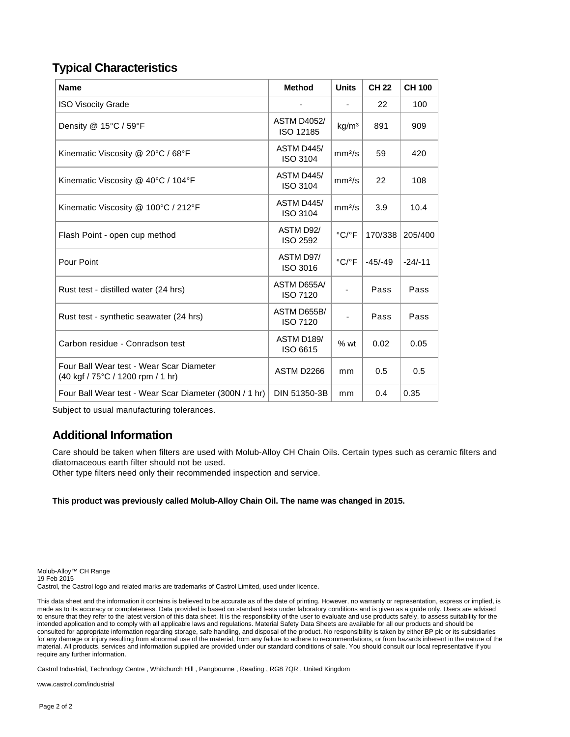## Typical Characteristics

| Name | Method | Units | CH 22 | CH 100 |
|---|---|---|---|---|
| ISO Visocity Grade | - | - | 22 | 100 |
| Density @ 15°C / 59°F | ASTM D4052/ ISO 12185 | kg/m³ | 891 | 909 |
| Kinematic Viscosity @ 20°C / 68°F | ASTM D445/ ISO 3104 | mm²/s | 59 | 420 |
| Kinematic Viscosity @ 40°C / 104°F | ASTM D445/ ISO 3104 | mm²/s | 22 | 108 |
| Kinematic Viscosity @ 100°C / 212°F | ASTM D445/ ISO 3104 | mm²/s | 3.9 | 10.4 |
| Flash Point - open cup method | ASTM D92/ ISO 2592 | °C/°F | 170/338 | 205/400 |
| Pour Point | ASTM D97/ ISO 3016 | °C/°F | -45/-49 | -24/-11 |
| Rust test - distilled water (24 hrs) | ASTM D655A/ ISO 7120 | - | Pass | Pass |
| Rust test - synthetic seawater (24 hrs) | ASTM D655B/ ISO 7120 | - | Pass | Pass |
| Carbon residue - Conradson test | ASTM D189/ ISO 6615 | % wt | 0.02 | 0.05 |
| Four Ball Wear test - Wear Scar Diameter (40 kgf / 75°C / 1200 rpm / 1 hr) | ASTM D2266 | mm | 0.5 | 0.5 |
| Four Ball Wear test - Wear Scar Diameter (300N / 1 hr) | DIN 51350-3B | mm | 0.4 | 0.35 |

Subject to usual manufacturing tolerances.

## Additional Information

Care should be taken when filters are used with Molub-Alloy CH Chain Oils. Certain types such as ceramic filters and diatomaceous earth filter should not be used.
Other type filters need only their recommended inspection and service.

**This product was previously called Molub-Alloy Chain Oil. The name was changed in 2015.**

Molub-Alloy™ CH Range
19 Feb 2015
Castrol, the Castrol logo and related marks are trademarks of Castrol Limited, used under licence.

This data sheet and the information it contains is believed to be accurate as of the date of printing. However, no warranty or representation, express or implied, is made as to its accuracy or completeness. Data provided is based on standard tests under laboratory conditions and is given as a guide only. Users are advised to ensure that they refer to the latest version of this data sheet. It is the responsibility of the user to evaluate and use products safely, to assess suitability for the intended application and to comply with all applicable laws and regulations. Material Safety Data Sheets are available for all our products and should be consulted for appropriate information regarding storage, safe handling, and disposal of the product. No responsibility is taken by either BP plc or its subsidiaries for any damage or injury resulting from abnormal use of the material, from any failure to adhere to recommendations, or from hazards inherent in the nature of the material. All products, services and information supplied are provided under our standard conditions of sale. You should consult our local representative if you require any further information.

Castrol Industrial, Technology Centre , Whitchurch Hill , Pangbourne , Reading , RG8 7QR , United Kingdom

www.castrol.com/industrial